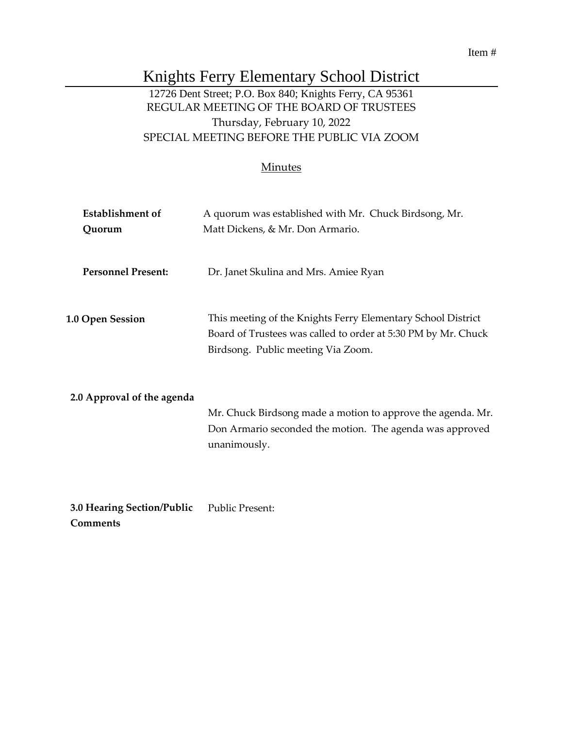Item #

# Knights Ferry Elementary School District

12726 Dent Street; P.O. Box 840; Knights Ferry, CA 95361
REGULAR MEETING OF THE BOARD OF TRUSTEES
Thursday, February 10, 2022
SPECIAL MEETING BEFORE THE PUBLIC VIA ZOOM

## Minutes

**Establishment of Quorum**

A quorum was established with Mr. Chuck Birdsong, Mr. Matt Dickens, & Mr. Don Armario.

**Personnel Present:**

Dr. Janet Skulina and Mrs. Amiee Ryan

**1.0 Open Session**

This meeting of the Knights Ferry Elementary School District Board of Trustees was called to order at 5:30 PM by Mr. Chuck Birdsong. Public meeting Via Zoom.

**2.0 Approval of the agenda**

Mr. Chuck Birdsong made a motion to approve the agenda. Mr. Don Armario seconded the motion. The agenda was approved unanimously.

**3.0 Hearing Section/Public Comments**

Public Present: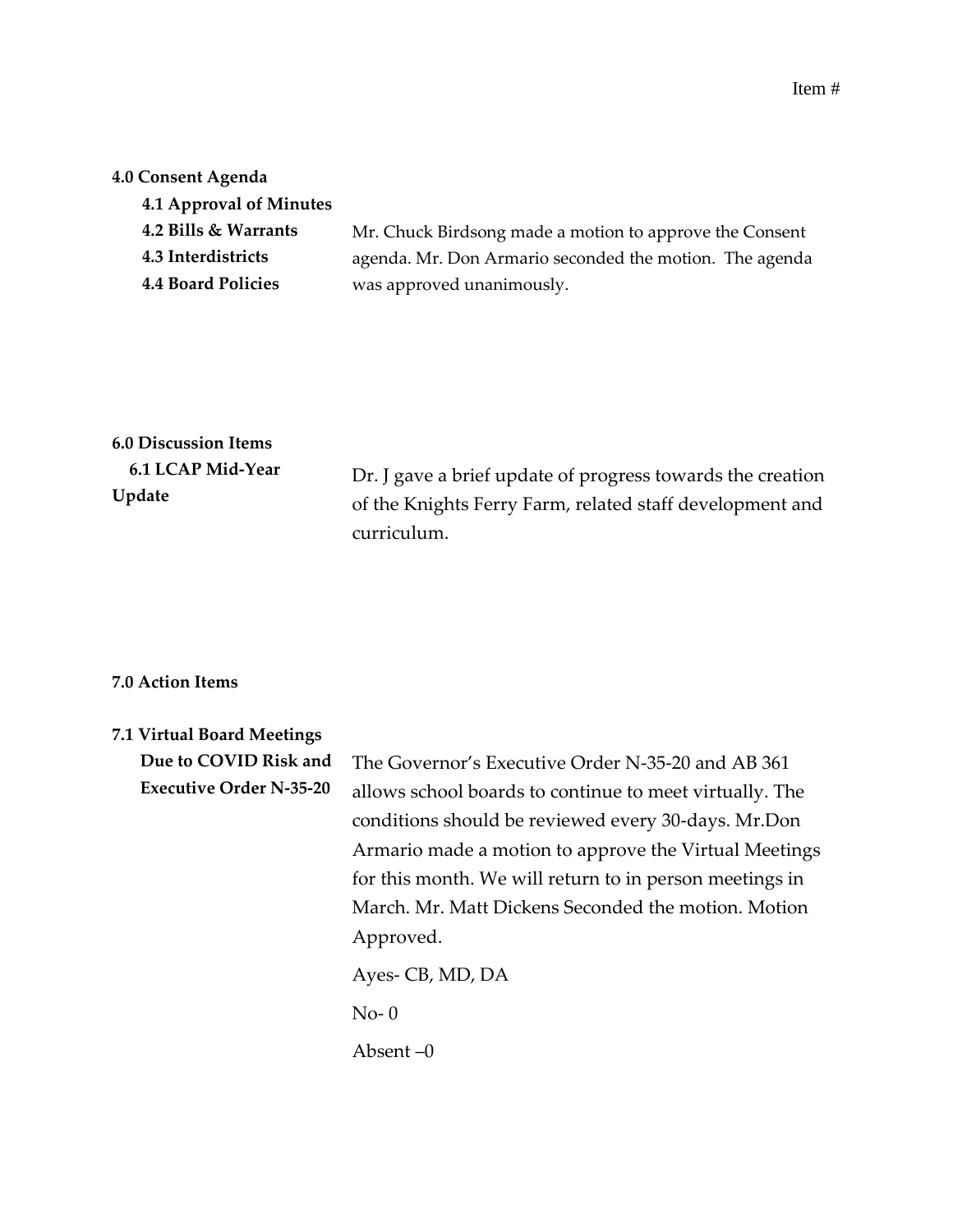Item #

**4.0 Consent Agenda**

**4.1 Approval of Minutes**

**4.2 Bills & Warrants**

**4.3 Interdistricts**

**4.4 Board Policies**

Mr. Chuck Birdsong made a motion to approve the Consent agenda. Mr. Don Armario seconded the motion. The agenda was approved unanimously.

**6.0 Discussion Items**

**6.1 LCAP Mid-Year Update**

Dr. J gave a brief update of progress towards the creation of the Knights Ferry Farm, related staff development and curriculum.

**7.0 Action Items**

**7.1 Virtual Board Meetings Due to COVID Risk and Executive Order N-35-20**

The Governor's Executive Order N-35-20 and AB 361 allows school boards to continue to meet virtually. The conditions should be reviewed every 30-days. Mr.Don Armario made a motion to approve the Virtual Meetings for this month. We will return to in person meetings in March. Mr. Matt Dickens Seconded the motion. Motion Approved.

Ayes- CB, MD, DA

No- 0

Absent –0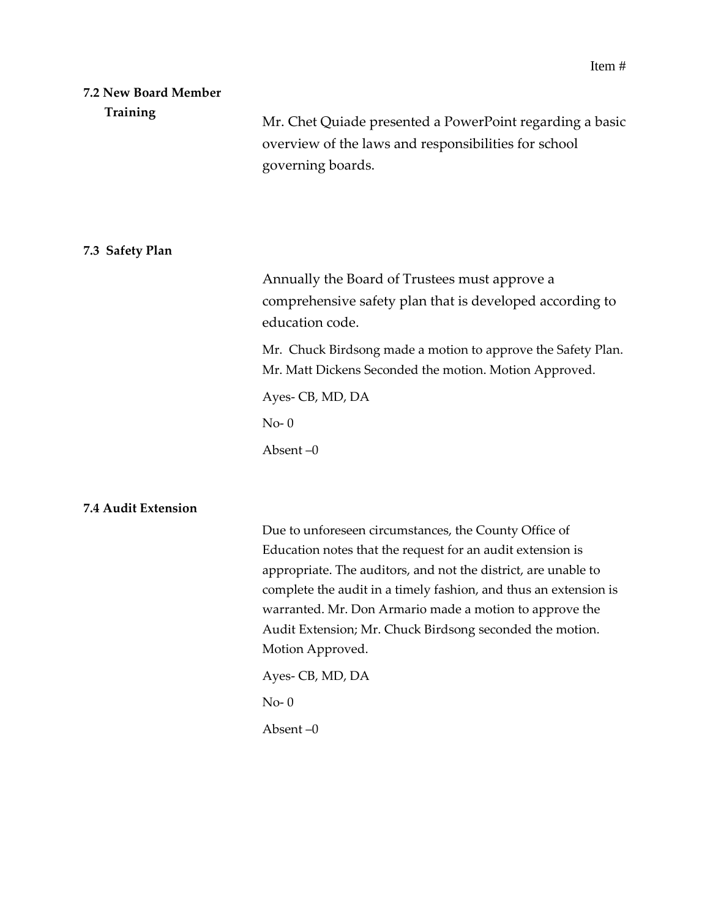**7.2 New Board Member Training**

Mr. Chet Quiade presented a PowerPoint regarding a basic overview of the laws and responsibilities for school governing boards.

**7.3 Safety Plan**

Annually the Board of Trustees must approve a comprehensive safety plan that is developed according to education code.

Mr. Chuck Birdsong made a motion to approve the Safety Plan. Mr. Matt Dickens Seconded the motion. Motion Approved.

Ayes- CB, MD, DA

No- 0

Absent –0

**7.4 Audit Extension**

Due to unforeseen circumstances, the County Office of Education notes that the request for an audit extension is appropriate. The auditors, and not the district, are unable to complete the audit in a timely fashion, and thus an extension is warranted. Mr. Don Armario made a motion to approve the Audit Extension; Mr. Chuck Birdsong seconded the motion. Motion Approved.

Ayes- CB, MD, DA

No- 0

Absent –0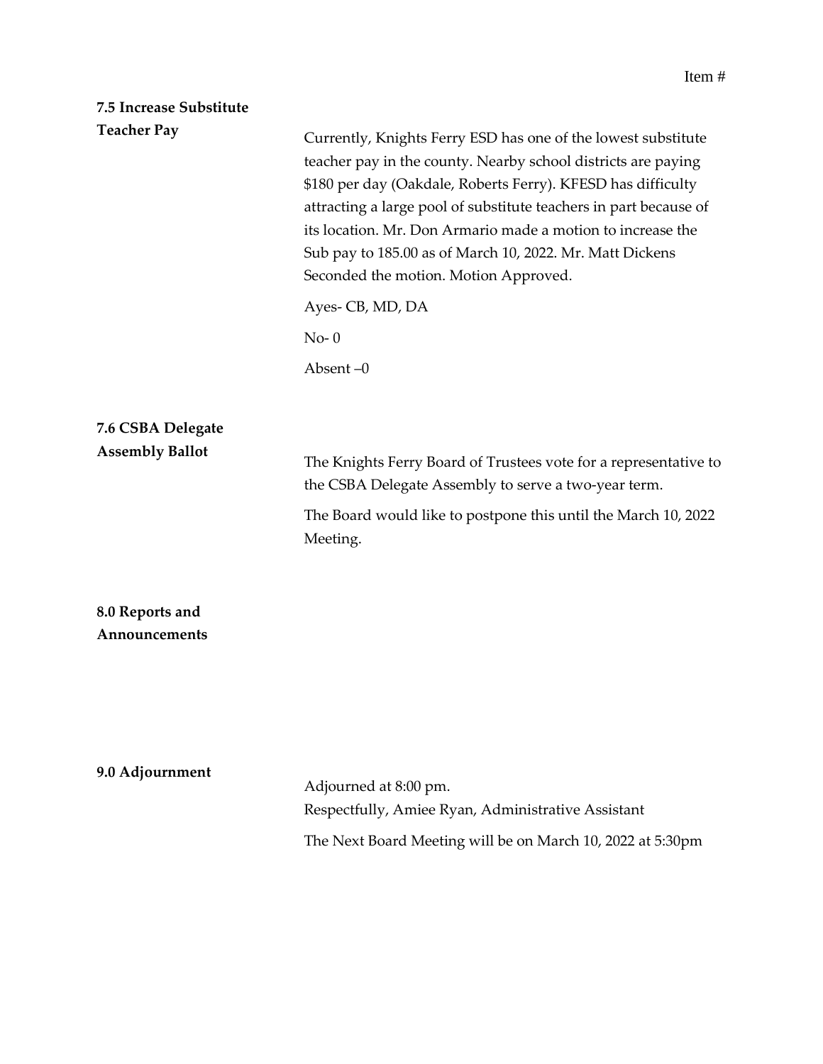Item #

**7.5 Increase Substitute Teacher Pay**

Currently, Knights Ferry ESD has one of the lowest substitute teacher pay in the county. Nearby school districts are paying $180 per day (Oakdale, Roberts Ferry). KFESD has difficulty attracting a large pool of substitute teachers in part because of its location. Mr. Don Armario made a motion to increase the Sub pay to 185.00 as of March 10, 2022. Mr. Matt Dickens Seconded the motion. Motion Approved.

Ayes- CB, MD, DA

No- 0

Absent –0

**7.6 CSBA Delegate Assembly Ballot**

The Knights Ferry Board of Trustees vote for a representative to the CSBA Delegate Assembly to serve a two-year term.

The Board would like to postpone this until the March 10, 2022 Meeting.

**8.0 Reports and Announcements**

**9.0 Adjournment**

Adjourned at 8:00 pm.
Respectfully, Amiee Ryan, Administrative Assistant

The Next Board Meeting will be on March 10, 2022 at 5:30pm